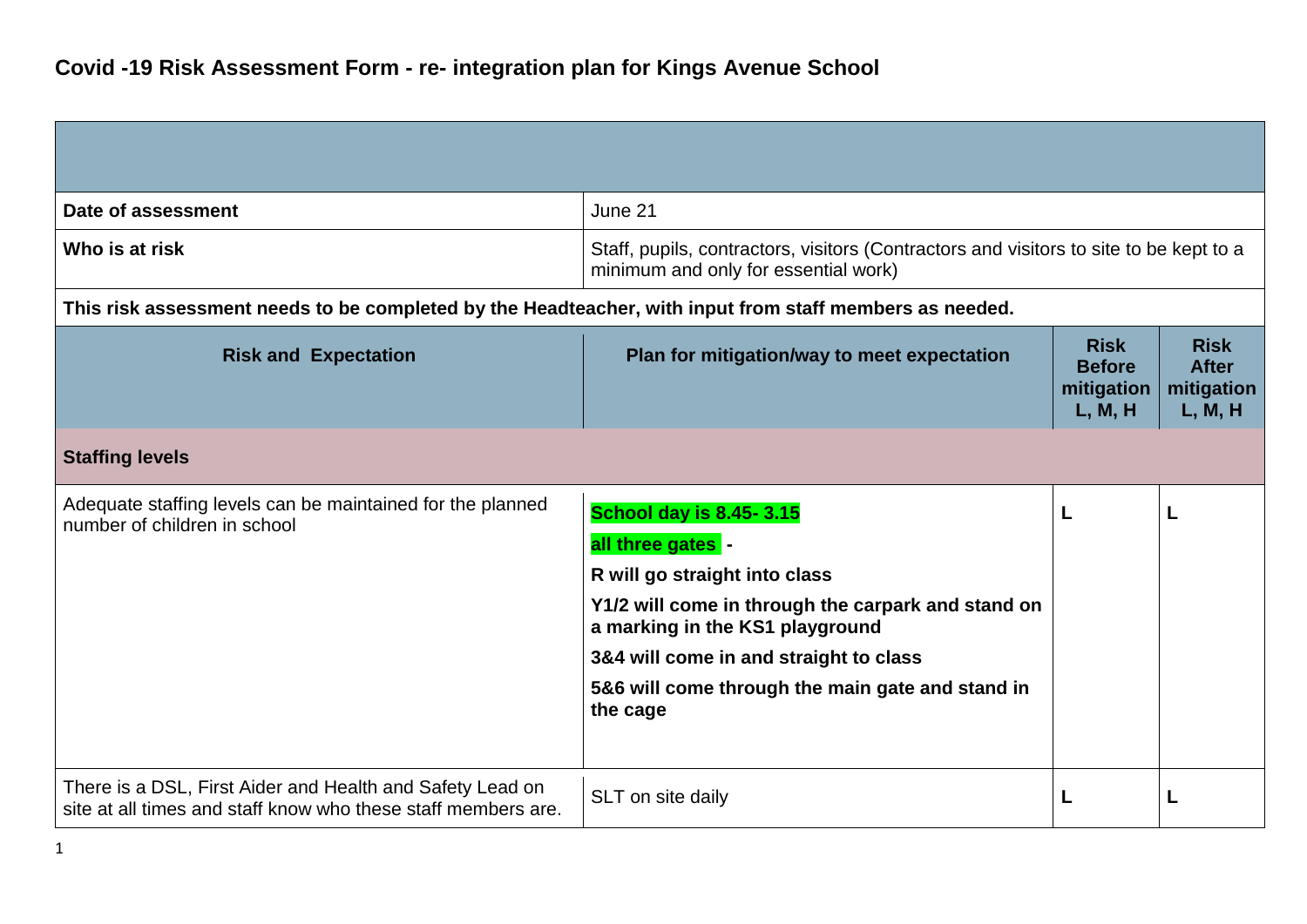# Covid -19 Risk Assessment Form - re- integration plan for Kings Avenue School

| | |
|---|---|
| **Date of assessment** | June 21 |
| **Who is at risk** | Staff, pupils, contractors, visitors (Contractors and visitors to site to be kept to a minimum and only for essential work) |

**This risk assessment needs to be completed by the Headteacher, with input from staff members as needed.**

| Risk and Expectation | Plan for mitigation/way to meet expectation | Risk Before mitigation L, M, H | Risk After mitigation L, M, H |
|---|---|---|---|
| **Staffing levels** | | | |
| Adequate staffing levels can be maintained for the planned number of children in school | **School day is 8.45- 3.15**<br>**all three gates -**<br>**R will go straight into class**<br>**Y1/2 will come in through the carpark and stand on a marking in the KS1 playground**<br>**3&4 will come in and straight to class**<br>**5&6 will come through the main gate and stand in the cage** | **L** | **L** |
| There is a DSL, First Aider and Health and Safety Lead on site at all times and staff know who these staff members are. | SLT on site daily | **L** | **L** |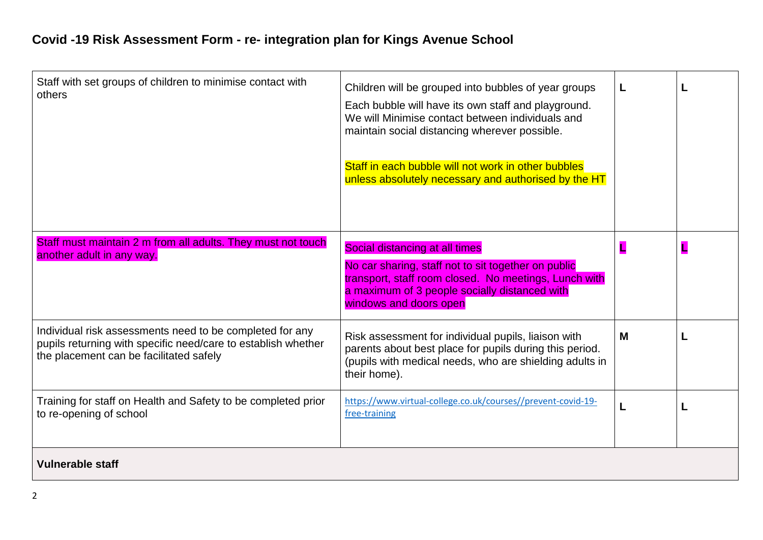# Covid -19 Risk Assessment Form - re- integration plan for Kings Avenue School

| | | | |
|---|---|---|---|
| Staff with set groups of children to minimise contact with others | Children will be grouped into bubbles of year groups<br>Each bubble will have its own staff and playground. We will Minimise contact between individuals and maintain social distancing wherever possible.<br><br>Staff in each bubble will not work in other bubbles unless absolutely necessary and authorised by the HT | **L** | **L** |
| Staff must maintain 2 m from all adults. They must not touch another adult in any way. | Social distancing at all times<br>No car sharing, staff not to sit together on public transport, staff room closed. No meetings, Lunch with a maximum of 3 people socially distanced with windows and doors open | **L** | **L** |
| Individual risk assessments need to be completed for any pupils returning with specific need/care to establish whether the placement can be facilitated safely | Risk assessment for individual pupils, liaison with parents about best place for pupils during this period. (pupils with medical needs, who are shielding adults in their home). | **M** | **L** |
| Training for staff on Health and Safety to be completed prior to re-opening of school | https://www.virtual-college.co.uk/courses//prevent-covid-19-free-training | **L** | **L** |
| **Vulnerable staff** | | | |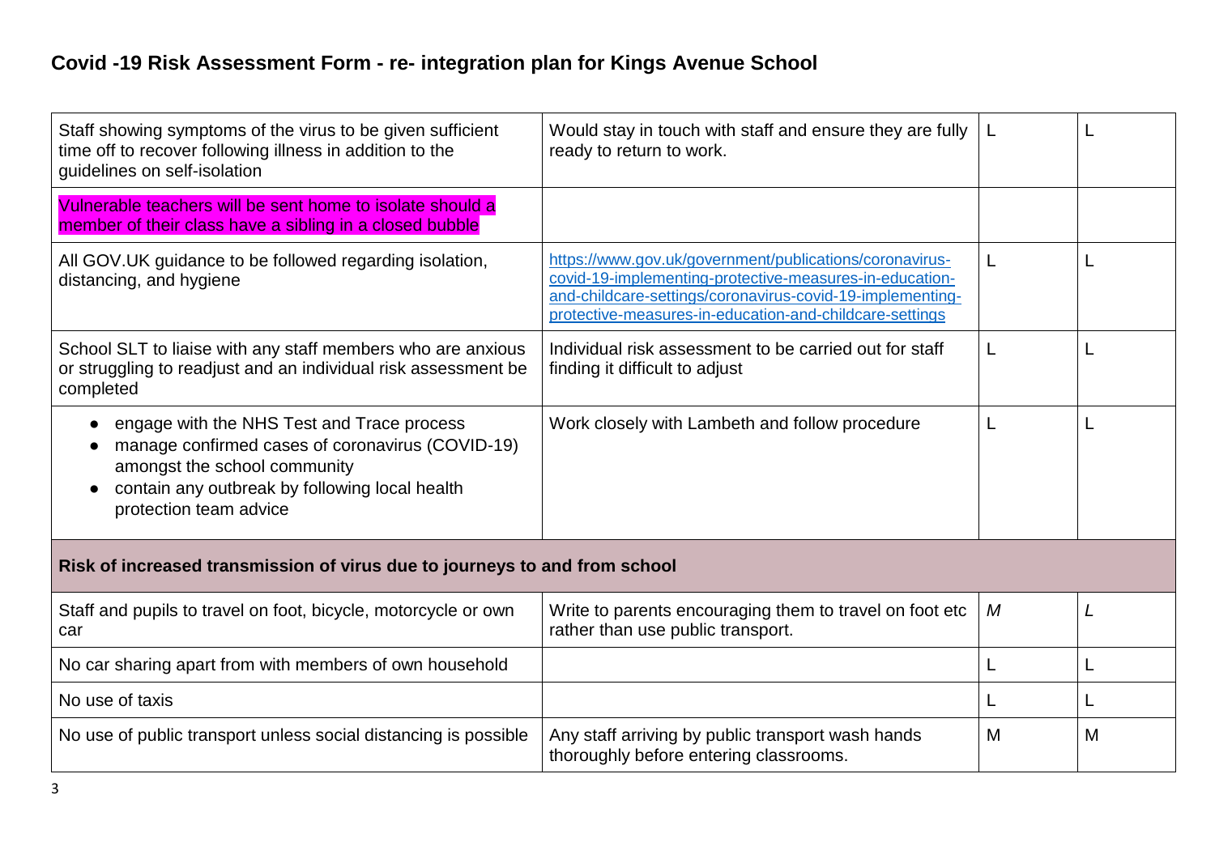# Covid -19 Risk Assessment Form - re- integration plan for Kings Avenue School

| | | | |
|---|---|---|---|
| Staff showing symptoms of the virus to be given sufficient time off to recover following illness in addition to the guidelines on self-isolation | Would stay in touch with staff and ensure they are fully ready to return to work. | L | L |
| Vulnerable teachers will be sent home to isolate should a member of their class have a sibling in a closed bubble | | | |
| All GOV.UK guidance to be followed regarding isolation, distancing, and hygiene | https://www.gov.uk/government/publications/coronavirus-covid-19-implementing-protective-measures-in-education-and-childcare-settings/coronavirus-covid-19-implementing-protective-measures-in-education-and-childcare-settings | L | L |
| School SLT to liaise with any staff members who are anxious or struggling to readjust and an individual risk assessment be completed | Individual risk assessment to be carried out for staff finding it difficult to adjust | L | L |
| • engage with the NHS Test and Trace process<br>• manage confirmed cases of coronavirus (COVID-19) amongst the school community<br>• contain any outbreak by following local health protection team advice | Work closely with Lambeth and follow procedure | L | L |
| **Risk of increased transmission of virus due to journeys to and from school** | | | |
| Staff and pupils to travel on foot, bicycle, motorcycle or own car | Write to parents encouraging them to travel on foot etc rather than use public transport. | *M* | *L* |
| No car sharing apart from with members of own household | | L | L |
| No use of taxis | | L | L |
| No use of public transport unless social distancing is possible | Any staff arriving by public transport wash hands thoroughly before entering classrooms. | M | M |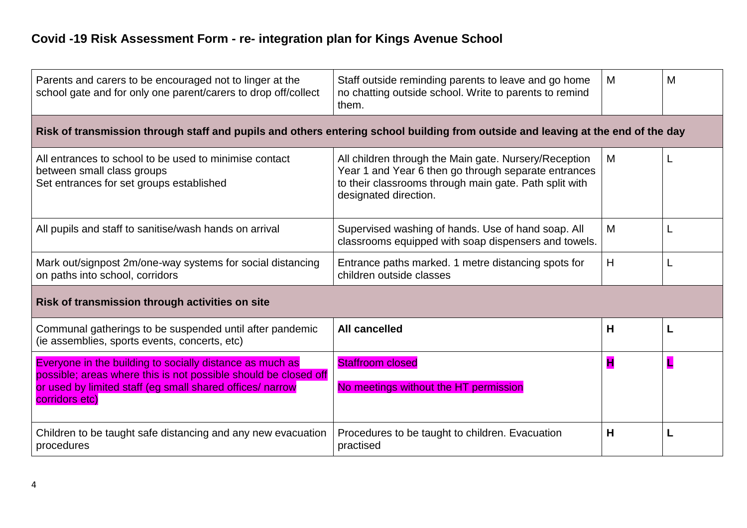## Covid -19 Risk Assessment Form - re- integration plan for Kings Avenue School

| | | | |
|---|---|---|---|
| Parents and carers to be encouraged not to linger at the school gate and for only one parent/carers to drop off/collect | Staff outside reminding parents to leave and go home no chatting outside school. Write to parents to remind them. | M | M |
| **Risk of transmission through staff and pupils and others entering school building from outside and leaving at the end of the day** | | | |
| All entrances to school to be used to minimise contact between small class groups<br>Set entrances for set groups established | All children through the Main gate. Nursery/Reception Year 1 and Year 6 then go through separate entrances to their classrooms through main gate. Path split with designated direction. | M | L |
| All pupils and staff to sanitise/wash hands on arrival | Supervised washing of hands. Use of hand soap. All classrooms equipped with soap dispensers and towels. | M | L |
| Mark out/signpost 2m/one-way systems for social distancing on paths into school, corridors | Entrance paths marked. 1 metre distancing spots for children outside classes | H | L |
| **Risk of transmission through activities on site** | | | |
| Communal gatherings to be suspended until after pandemic (ie assemblies, sports events, concerts, etc) | **All cancelled** | **H** | **L** |
| Everyone in the building to socially distance as much as possible; areas where this is not possible should be closed off or used by limited staff (eg small shared offices/ narrow corridors etc) | Staffroom closed<br><br>No meetings without the HT permission | **H** | **L** |
| Children to be taught safe distancing and any new evacuation procedures | Procedures to be taught to children. Evacuation practised | **H** | **L** |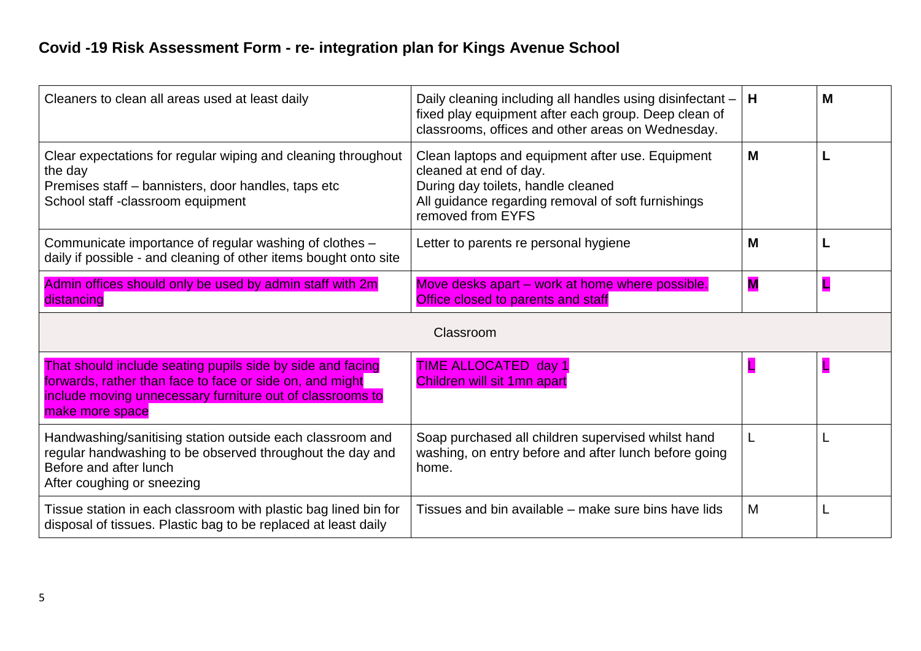## Covid -19 Risk Assessment Form - re- integration plan for Kings Avenue School

| | | | |
|---|---|---|---|
| Cleaners to clean all areas used at least daily | Daily cleaning including all handles using disinfectant – fixed play equipment after each group. Deep clean of classrooms, offices and other areas on Wednesday. | **H** | **M** |
| Clear expectations for regular wiping and cleaning throughout the day<br>Premises staff – bannisters, door handles, taps etc<br>School staff -classroom equipment | Clean laptops and equipment after use. Equipment cleaned at end of day.<br>During day toilets, handle cleaned<br>All guidance regarding removal of soft furnishings removed from EYFS | **M** | **L** |
| Communicate importance of regular washing of clothes – daily if possible - and cleaning of other items bought onto site | Letter to parents re personal hygiene | **M** | **L** |
| Admin offices should only be used by admin staff with 2m distancing | Move desks apart – work at home where possible.<br>Office closed to parents and staff | **M** | **L** |
| Classroom | | | |
| That should include seating pupils side by side and facing forwards, rather than face to face or side on, and might include moving unnecessary furniture out of classrooms to make more space | TIME ALLOCATED day 1<br>Children will sit 1mn apart | **L** | **L** |
| Handwashing/sanitising station outside each classroom and regular handwashing to be observed throughout the day and Before and after lunch<br>After coughing or sneezing | Soap purchased all children supervised whilst hand washing, on entry before and after lunch before going home. | L | L |
| Tissue station in each classroom with plastic bag lined bin for disposal of tissues. Plastic bag to be replaced at least daily | Tissues and bin available – make sure bins have lids | M | L |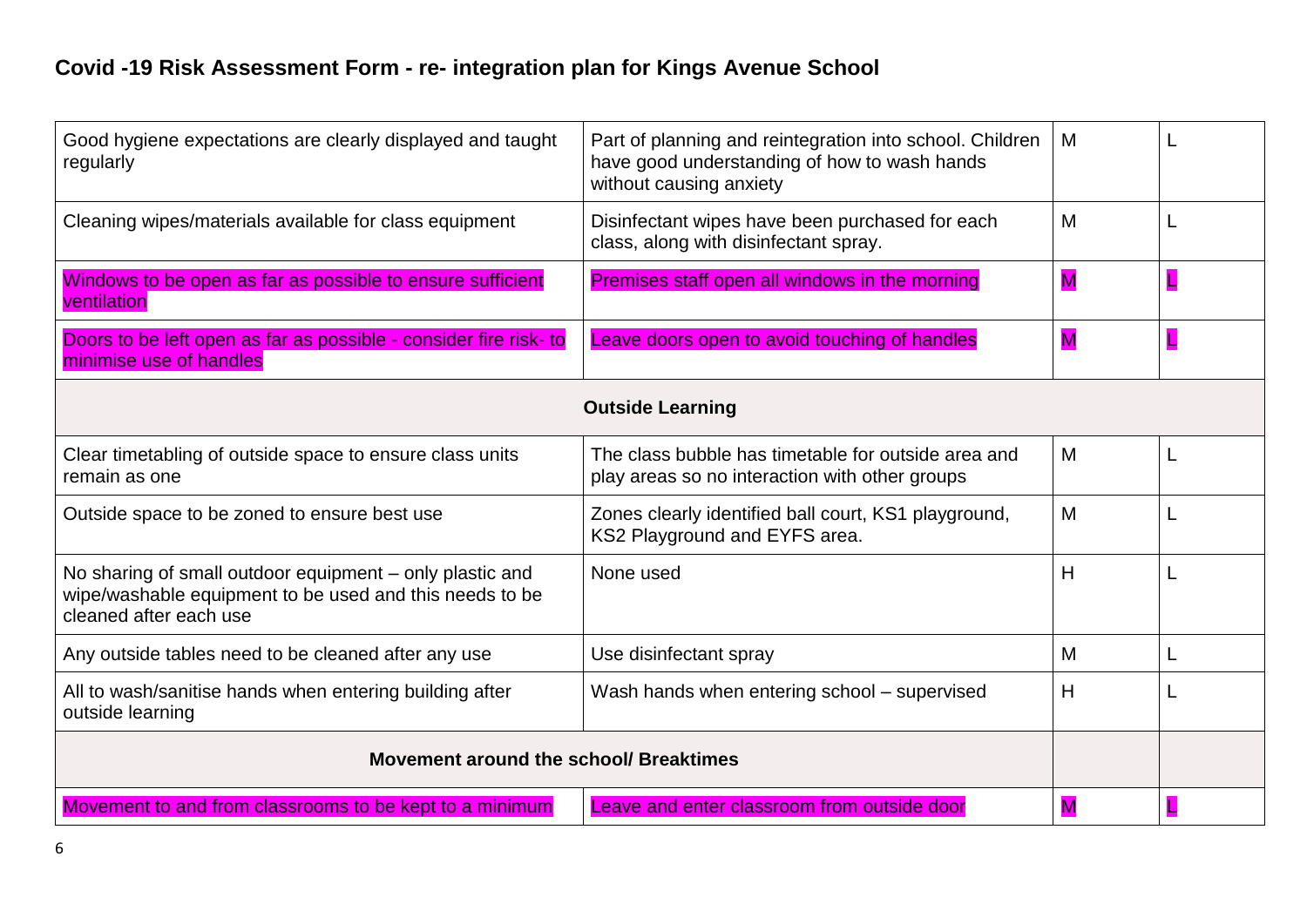# Covid -19 Risk Assessment Form - re- integration plan for Kings Avenue School

| | | | |
|---|---|---|---|
| Good hygiene expectations are clearly displayed and taught regularly | Part of planning and reintegration into school. Children have good understanding of how to wash hands without causing anxiety | M | L |
| Cleaning wipes/materials available for class equipment | Disinfectant wipes have been purchased for each class, along with disinfectant spray. | M | L |
| Windows to be open as far as possible to ensure sufficient ventilation | Premises staff open all windows in the morning | M | L |
| Doors to be left open as far as possible - consider fire risk- to minimise use of handles | Leave doors open to avoid touching of handles | M | L |
| **Outside Learning** | | | |
| Clear timetabling of outside space to ensure class units remain as one | The class bubble has timetable for outside area and play areas so no interaction with other groups | M | L |
| Outside space to be zoned to ensure best use | Zones clearly identified ball court, KS1 playground, KS2 Playground and EYFS area. | M | L |
| No sharing of small outdoor equipment – only plastic and wipe/washable equipment to be used and this needs to be cleaned after each use | None used | H | L |
| Any outside tables need to be cleaned after any use | Use disinfectant spray | M | L |
| All to wash/sanitise hands when entering building after outside learning | Wash hands when entering school – supervised | H | L |
| **Movement around the school/ Breaktimes** | | | |
| Movement to and from classrooms to be kept to a minimum | Leave and enter classroom from outside door | M | L |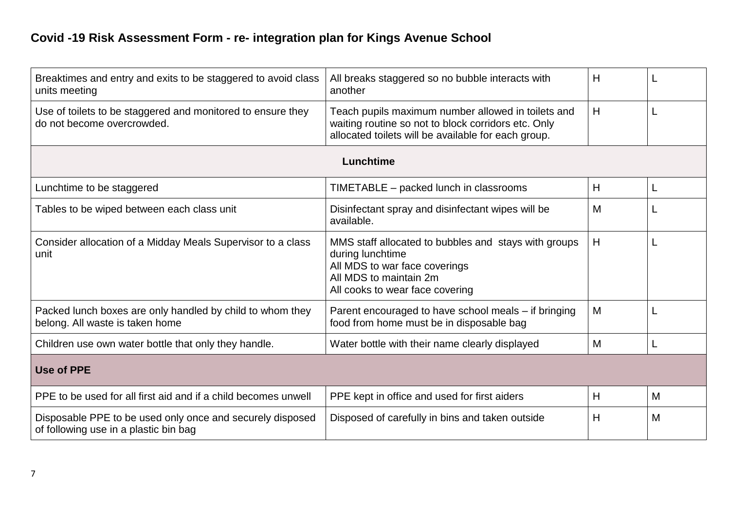## Covid -19 Risk Assessment Form - re- integration plan for Kings Avenue School

| | | | |
|---|---|---|---|
| Breaktimes and entry and exits to be staggered to avoid class units meeting | All breaks staggered so no bubble interacts with another | H | L |
| Use of toilets to be staggered and monitored to ensure they do not become overcrowded. | Teach pupils maximum number allowed in toilets and waiting routine so not to block corridors etc. Only allocated toilets will be available for each group. | H | L |
| **Lunchtime** | | | |
| Lunchtime to be staggered | TIMETABLE – packed lunch in classrooms | H | L |
| Tables to be wiped between each class unit | Disinfectant spray and disinfectant wipes will be available. | M | L |
| Consider allocation of a Midday Meals Supervisor to a class unit | MMS staff allocated to bubbles and stays with groups during lunchtime<br>All MDS to war face coverings<br>All MDS to maintain 2m<br>All cooks to wear face covering | H | L |
| Packed lunch boxes are only handled by child to whom they belong. All waste is taken home | Parent encouraged to have school meals – if bringing food from home must be in disposable bag | M | L |
| Children use own water bottle that only they handle. | Water bottle with their name clearly displayed | M | L |
| **Use of PPE** | | | |
| PPE to be used for all first aid and if a child becomes unwell | PPE kept in office and used for first aiders | H | M |
| Disposable PPE to be used only once and securely disposed of following use in a plastic bin bag | Disposed of carefully in bins and taken outside | H | M |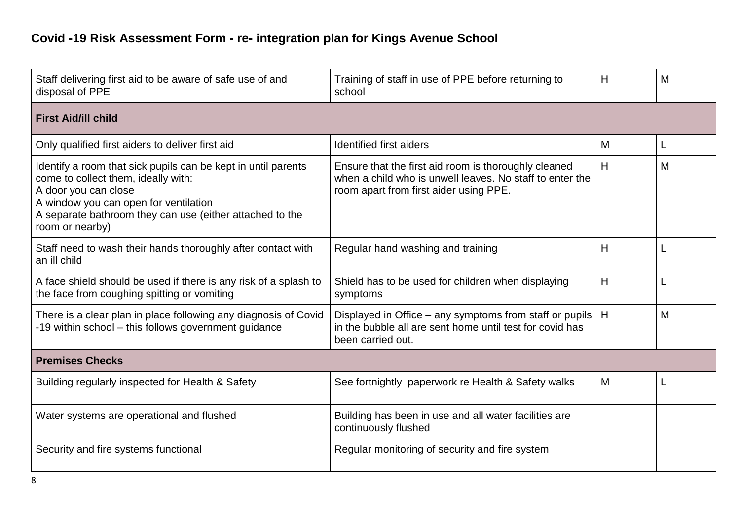## Covid -19 Risk Assessment Form - re- integration plan for Kings Avenue School

| | | | |
|---|---|---|---|
| Staff delivering first aid to be aware of safe use of and disposal of PPE | Training of staff in use of PPE before returning to school | H | M |
| **First Aid/ill child** | | | |
| Only qualified first aiders to deliver first aid | Identified first aiders | M | L |
| Identify a room that sick pupils can be kept in until parents come to collect them, ideally with:<br>A door you can close<br>A window you can open for ventilation<br>A separate bathroom they can use (either attached to the room or nearby) | Ensure that the first aid room is thoroughly cleaned when a child who is unwell leaves. No staff to enter the room apart from first aider using PPE. | H | M |
| Staff need to wash their hands thoroughly after contact with an ill child | Regular hand washing and training | H | L |
| A face shield should be used if there is any risk of a splash to the face from coughing spitting or vomiting | Shield has to be used for children when displaying symptoms | H | L |
| There is a clear plan in place following any diagnosis of Covid -19 within school – this follows government guidance | Displayed in Office – any symptoms from staff or pupils in the bubble all are sent home until test for covid has been carried out. | H | M |
| **Premises Checks** | | | |
| Building regularly inspected for Health & Safety | See fortnightly paperwork re Health & Safety walks | M | L |
| Water systems are operational and flushed | Building has been in use and all water facilities are continuously flushed | | |
| Security and fire systems functional | Regular monitoring of security and fire system | | |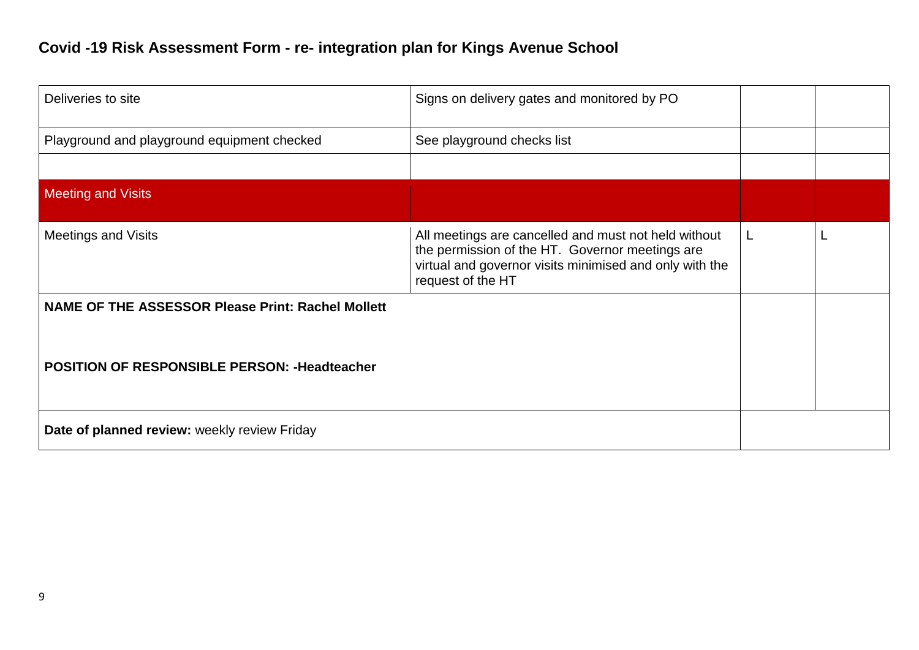## Covid -19 Risk Assessment Form - re- integration plan for Kings Avenue School

| | | | |
|---|---|---|---|
| Deliveries to site | Signs on delivery gates and monitored by PO | | |
| Playground and playground equipment checked | See playground checks list | | |
| | | | |
| Meeting and Visits | | | |
| Meetings and Visits | All meetings are cancelled and must not held without the permission of the HT. Governor meetings are virtual and governor visits minimised and only with the request of the HT | L | L |
| **NAME OF THE ASSESSOR Please Print: Rachel Mollett**<br><br>**POSITION OF RESPONSIBLE PERSON: -Headteacher** | | | |
| **Date of planned review:** weekly review Friday | | | |